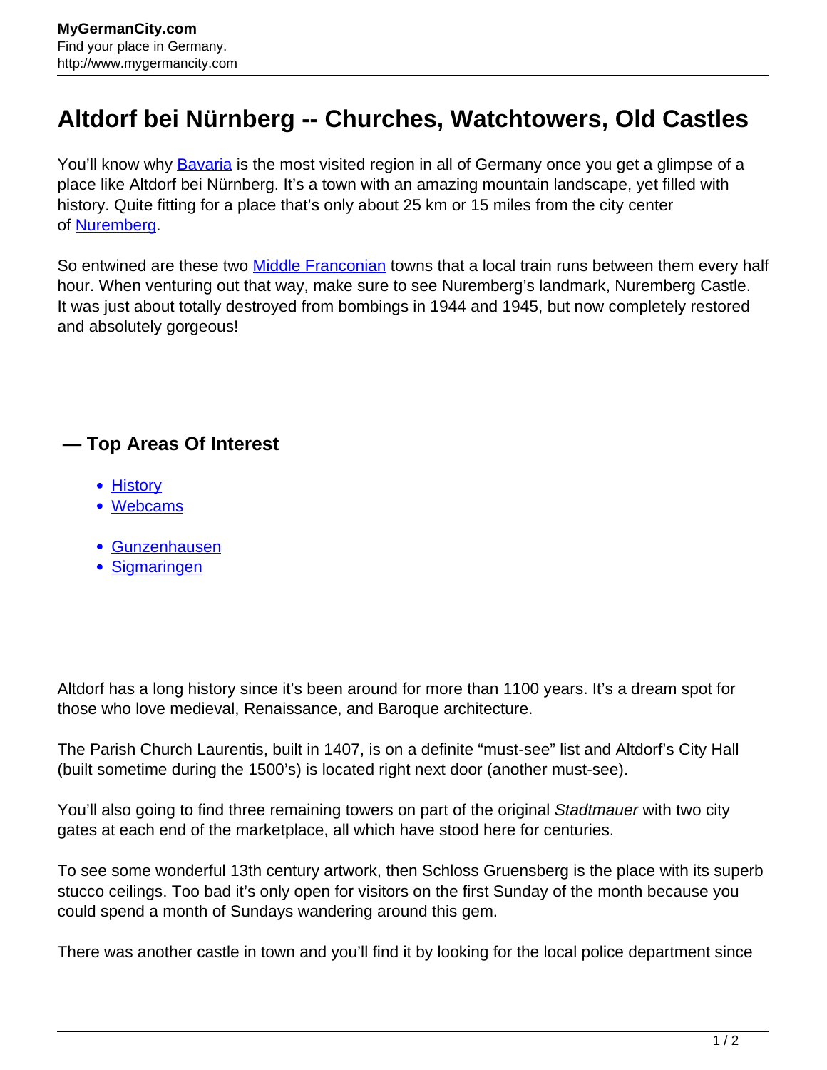# Altdorf bei Nürnberg -- Churches, Watchtowers, Old Castles

You'll know why Bavaria is the most visited region in all of Germany once you get a glimpse of a place like Altdorf bei Nürnberg. It's a town with an amazing mountain landscape, yet filled with history. Quite fitting for a place that's only about 25 km or 15 miles from the city center of Nuremberg.

So entwined are these two Middle Franconian towns that a local train runs between them every half hour. When venturing out that way, make sure to see Nuremberg's landmark, Nuremberg Castle. It was just about totally destroyed from bombings in 1944 and 1945, but now completely restored and absolutely gorgeous!

### — Top Areas Of Interest

- History
- Webcams

- Gunzenhausen
- Sigmaringen

Altdorf has a long history since it's been around for more than 1100 years. It's a dream spot for those who love medieval, Renaissance, and Baroque architecture.

The Parish Church Laurentis, built in 1407, is on a definite "must-see" list and Altdorf's City Hall (built sometime during the 1500's) is located right next door (another must-see).

You'll also going to find three remaining towers on part of the original *Stadtmauer* with two city gates at each end of the marketplace, all which have stood here for centuries.

To see some wonderful 13th century artwork, then Schloss Gruensberg is the place with its superb stucco ceilings. Too bad it's only open for visitors on the first Sunday of the month because you could spend a month of Sundays wandering around this gem.

There was another castle in town and you'll find it by looking for the local police department since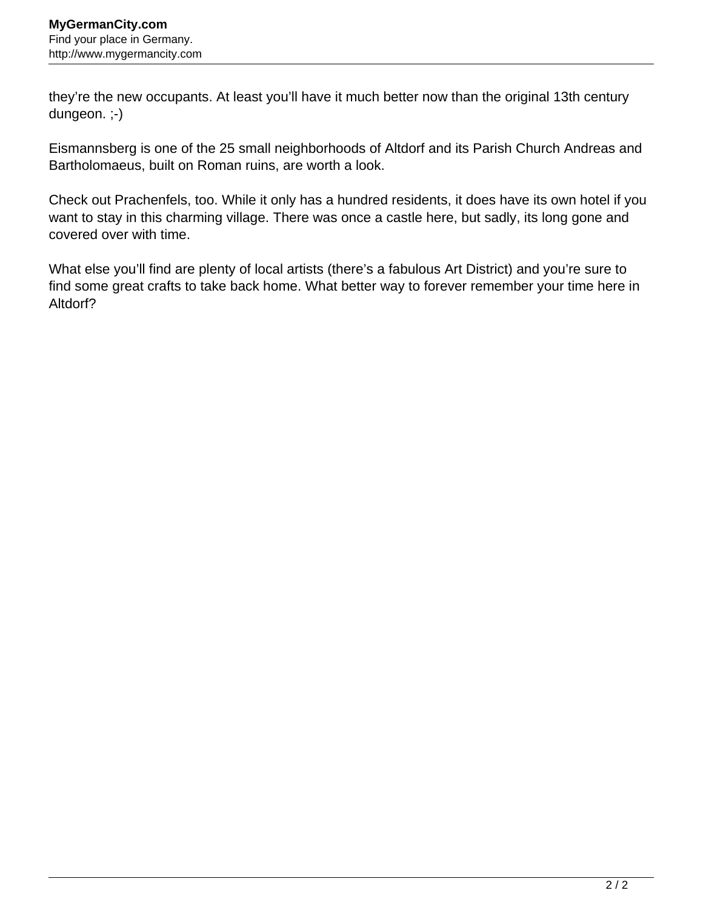they’re the new occupants. At least you’ll have it much better now than the original 13th century dungeon. ;-)

Eismannsberg is one of the 25 small neighborhoods of Altdorf and its Parish Church Andreas and Bartholomaeus, built on Roman ruins, are worth a look.

Check out Prachenfels, too. While it only has a hundred residents, it does have its own hotel if you want to stay in this charming village. There was once a castle here, but sadly, its long gone and covered over with time.

What else you’ll find are plenty of local artists (there’s a fabulous Art District) and you’re sure to find some great crafts to take back home. What better way to forever remember your time here in Altdorf?